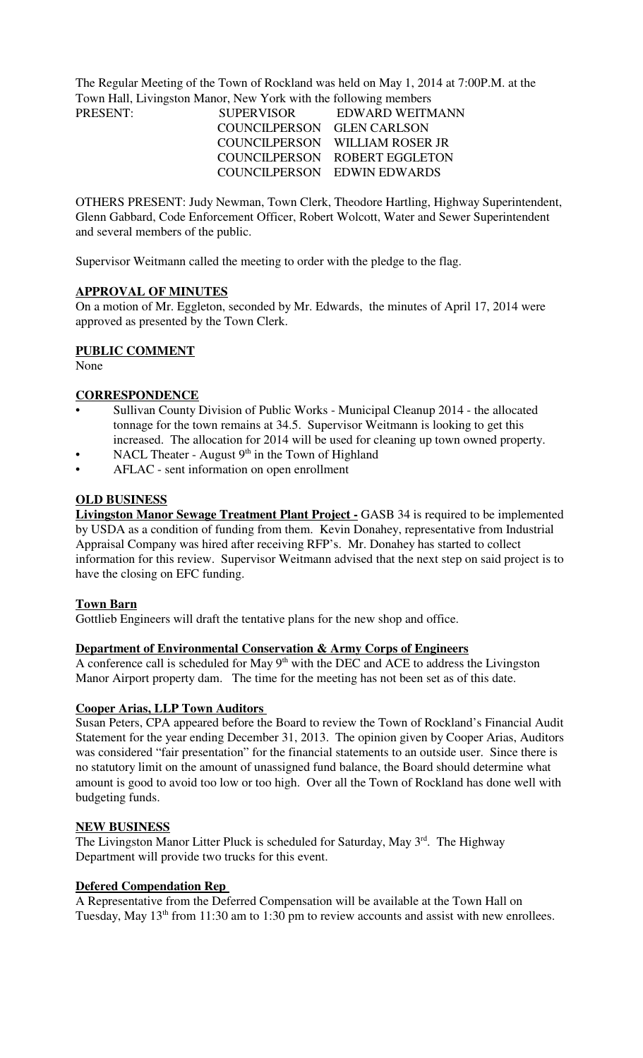The Regular Meeting of the Town of Rockland was held on May 1, 2014 at 7:00P.M. at the Town Hall, Livingston Manor, New York with the following members

| PRESENT: | SUPERVISOR | EDWARD WEITMANN |
|---|---|---|
| | COUNCILPERSON | GLEN CARLSON |
| | COUNCILPERSON | WILLIAM ROSER JR |
| | COUNCILPERSON | ROBERT EGGLETON |
| | COUNCILPERSON | EDWIN EDWARDS |

OTHERS PRESENT: Judy Newman, Town Clerk, Theodore Hartling, Highway Superintendent, Glenn Gabbard, Code Enforcement Officer, Robert Wolcott, Water and Sewer Superintendent and several members of the public.

Supervisor Weitmann called the meeting to order with the pledge to the flag.

**APPROVAL OF MINUTES**

On a motion of Mr. Eggleton, seconded by Mr. Edwards, the minutes of April 17, 2014 were approved as presented by the Town Clerk.

**PUBLIC COMMENT**

None

**CORRESPONDENCE**

- Sullivan County Division of Public Works - Municipal Cleanup 2014 - the allocated tonnage for the town remains at 34.5. Supervisor Weitmann is looking to get this increased. The allocation for 2014 will be used for cleaning up town owned property.
- NACL Theater - August 9th in the Town of Highland
- AFLAC - sent information on open enrollment

**OLD BUSINESS**

**Livingston Manor Sewage Treatment Plant Project -** GASB 34 is required to be implemented by USDA as a condition of funding from them. Kevin Donahey, representative from Industrial Appraisal Company was hired after receiving RFP's. Mr. Donahey has started to collect information for this review. Supervisor Weitmann advised that the next step on said project is to have the closing on EFC funding.

**Town Barn**

Gottlieb Engineers will draft the tentative plans for the new shop and office.

**Department of Environmental Conservation & Army Corps of Engineers**

A conference call is scheduled for May 9th with the DEC and ACE to address the Livingston Manor Airport property dam. The time for the meeting has not been set as of this date.

**Cooper Arias, LLP Town Auditors**

Susan Peters, CPA appeared before the Board to review the Town of Rockland's Financial Audit Statement for the year ending December 31, 2013. The opinion given by Cooper Arias, Auditors was considered "fair presentation" for the financial statements to an outside user. Since there is no statutory limit on the amount of unassigned fund balance, the Board should determine what amount is good to avoid too low or too high. Over all the Town of Rockland has done well with budgeting funds.

**NEW BUSINESS**

The Livingston Manor Litter Pluck is scheduled for Saturday, May 3rd. The Highway Department will provide two trucks for this event.

**Defered Compendation Rep**

A Representative from the Deferred Compensation will be available at the Town Hall on Tuesday, May 13th from 11:30 am to 1:30 pm to review accounts and assist with new enrollees.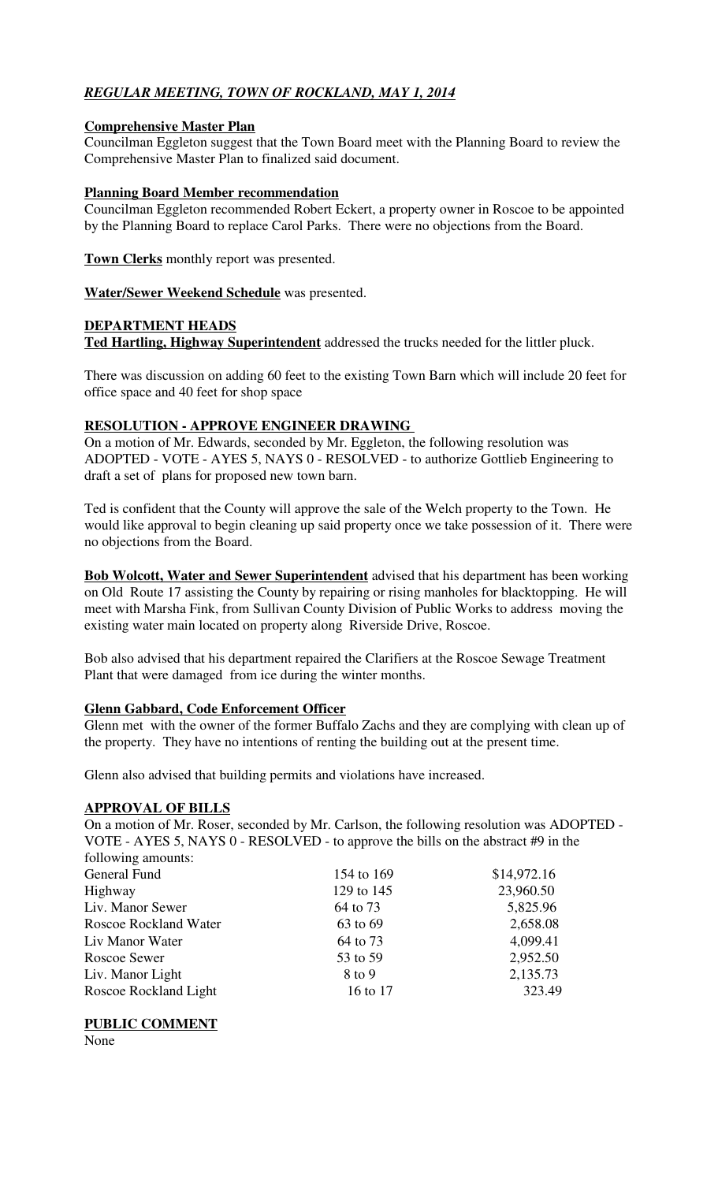## ***REGULAR MEETING, TOWN OF ROCKLAND, MAY 1, 2014***

**Comprehensive Master Plan**

Councilman Eggleton suggest that the Town Board meet with the Planning Board to review the Comprehensive Master Plan to finalized said document.

**Planning Board Member recommendation**

Councilman Eggleton recommended Robert Eckert, a property owner in Roscoe to be appointed by the Planning Board to replace Carol Parks. There were no objections from the Board.

**Town Clerks** monthly report was presented.

**Water/Sewer Weekend Schedule** was presented.

**DEPARTMENT HEADS**

**Ted Hartling, Highway Superintendent** addressed the trucks needed for the littler pluck.

There was discussion on adding 60 feet to the existing Town Barn which will include 20 feet for office space and 40 feet for shop space

**RESOLUTION - APPROVE ENGINEER DRAWING**

On a motion of Mr. Edwards, seconded by Mr. Eggleton, the following resolution was ADOPTED - VOTE - AYES 5, NAYS 0 - RESOLVED - to authorize Gottlieb Engineering to draft a set of plans for proposed new town barn.

Ted is confident that the County will approve the sale of the Welch property to the Town. He would like approval to begin cleaning up said property once we take possession of it. There were no objections from the Board.

**Bob Wolcott, Water and Sewer Superintendent** advised that his department has been working on Old Route 17 assisting the County by repairing or rising manholes for blacktopping. He will meet with Marsha Fink, from Sullivan County Division of Public Works to address moving the existing water main located on property along Riverside Drive, Roscoe.

Bob also advised that his department repaired the Clarifiers at the Roscoe Sewage Treatment Plant that were damaged from ice during the winter months.

**Glenn Gabbard, Code Enforcement Officer**

Glenn met with the owner of the former Buffalo Zachs and they are complying with clean up of the property. They have no intentions of renting the building out at the present time.

Glenn also advised that building permits and violations have increased.

**APPROVAL OF BILLS**

On a motion of Mr. Roser, seconded by Mr. Carlson, the following resolution was ADOPTED - VOTE - AYES 5, NAYS 0 - RESOLVED - to approve the bills on the abstract #9 in the following amounts:

| | | |
|---|---|---|
| General Fund | 154 to 169 | $14,972.16 |
| Highway | 129 to 145 | 23,960.50 |
| Liv. Manor Sewer | 64 to 73 | 5,825.96 |
| Roscoe Rockland Water | 63 to 69 | 2,658.08 |
| Liv Manor Water | 64 to 73 | 4,099.41 |
| Roscoe Sewer | 53 to 59 | 2,952.50 |
| Liv. Manor Light | 8 to 9 | 2,135.73 |
| Roscoe Rockland Light | 16 to 17 | 323.49 |

**PUBLIC COMMENT**

None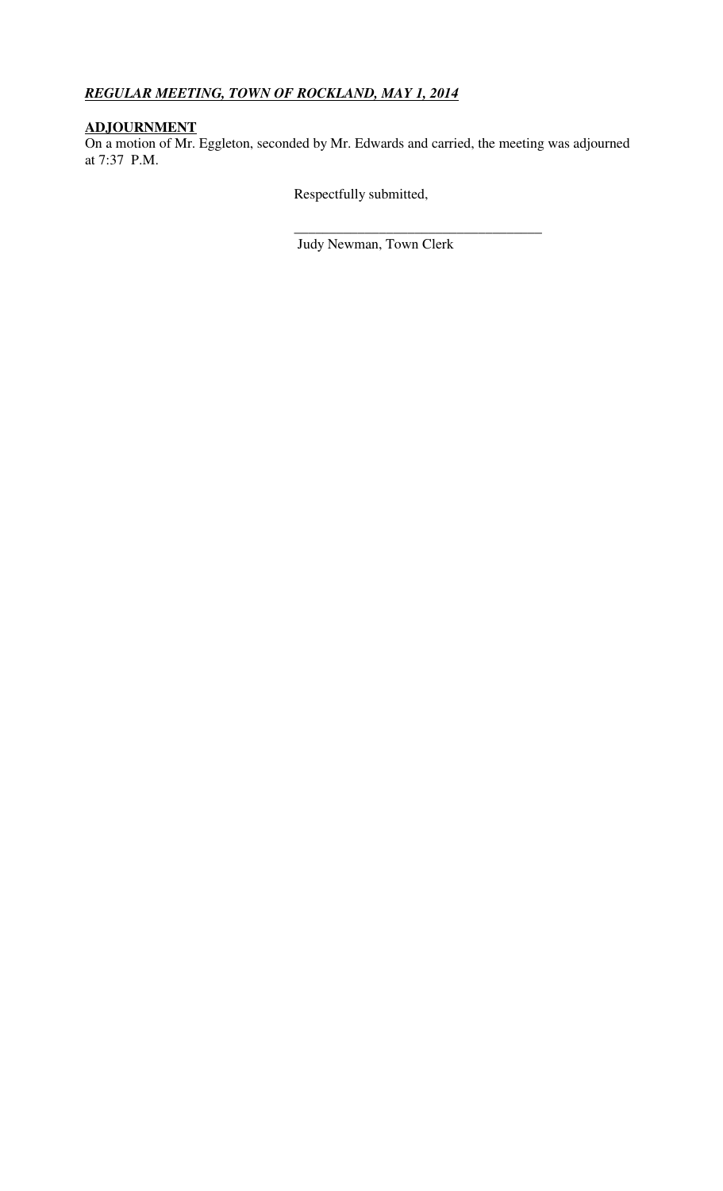**ADJOURNMENT**

On a motion of Mr. Eggleton, seconded by Mr. Edwards and carried, the meeting was adjourned at 7:37 P.M.

Respectfully submitted,

\_\_\_\_\_\_\_\_\_\_\_\_\_\_\_\_\_\_\_\_\_\_\_\_\_\_\_\_\_\_\_\_\_\_

Judy Newman, Town Clerk